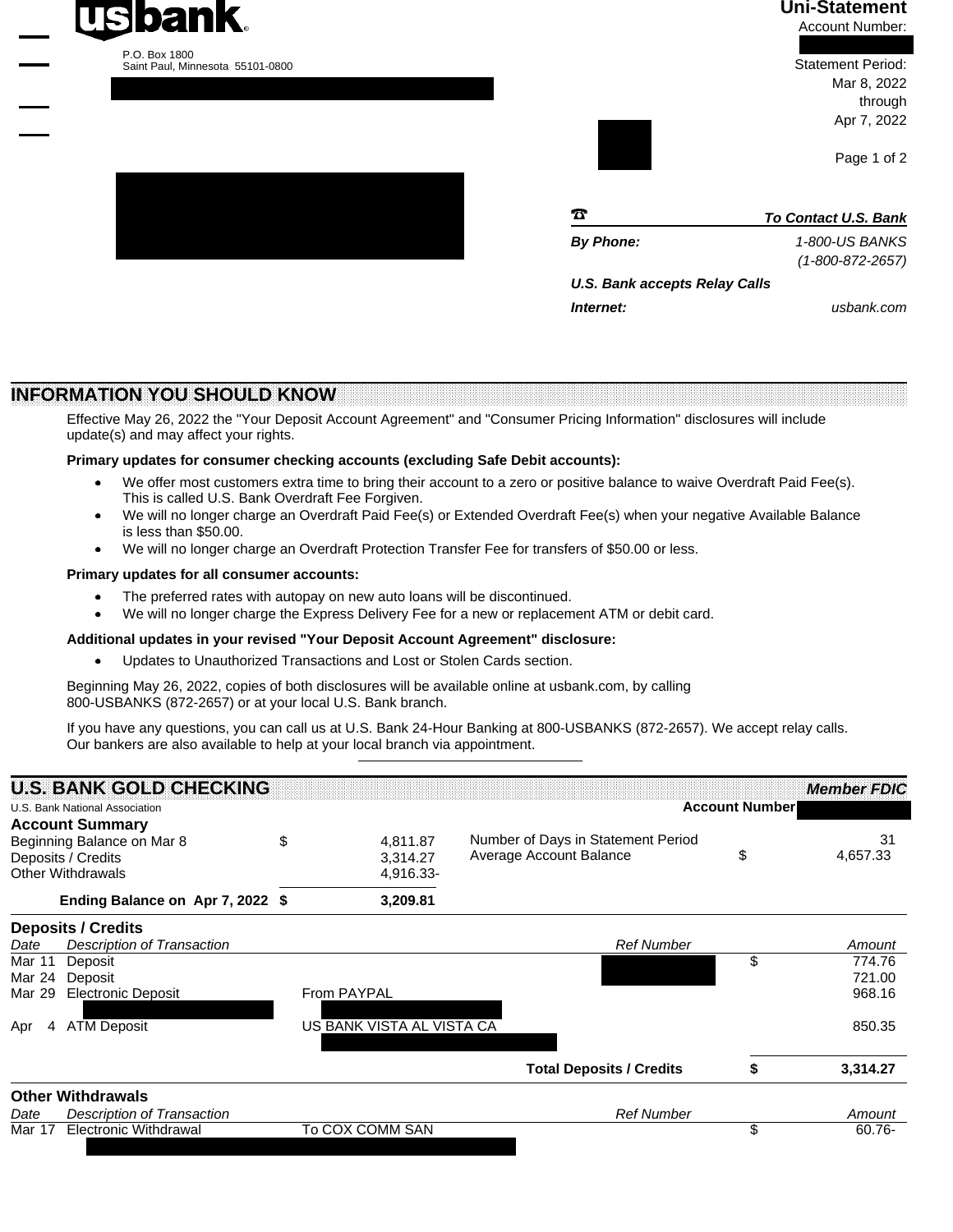**usbank**

P.O. Box 1800
Saint Paul, Minnesota 55101-0800

**Uni-Statement**

Account Number:

Statement Period:
Mar 8, 2022
through
Apr 7, 2022

| To Contact U.S. Bank | |
|---|---|
| **By Phone:** | 1-800-US BANKS (1-800-872-2657) |
| **U.S. Bank accepts Relay Calls** | |
| **Internet:** | usbank.com |

## INFORMATION YOU SHOULD KNOW

Effective May 26, 2022 the "Your Deposit Account Agreement" and "Consumer Pricing Information" disclosures will include update(s) and may affect your rights.

**Primary updates for consumer checking accounts (excluding Safe Debit accounts):**

- We offer most customers extra time to bring their account to a zero or positive balance to waive Overdraft Paid Fee(s). This is called U.S. Bank Overdraft Fee Forgiven.
- We will no longer charge an Overdraft Paid Fee(s) or Extended Overdraft Fee(s) when your negative Available Balance is less than $50.00.
- We will no longer charge an Overdraft Protection Transfer Fee for transfers of $50.00 or less.

**Primary updates for all consumer accounts:**

- The preferred rates with autopay on new auto loans will be discontinued.
- We will no longer charge the Express Delivery Fee for a new or replacement ATM or debit card.

**Additional updates in your revised "Your Deposit Account Agreement" disclosure:**

- Updates to Unauthorized Transactions and Lost or Stolen Cards section.

Beginning May 26, 2022, copies of both disclosures will be available online at usbank.com, by calling 800-USBANKS (872-2657) or at your local U.S. Bank branch.

If you have any questions, you can call us at U.S. Bank 24-Hour Banking at 800-USBANKS (872-2657). We accept relay calls. Our bankers are also available to help at your local branch via appointment.

## U.S. BANK GOLD CHECKING

*Member FDIC*

U.S. Bank National Association

Account Number

### Account Summary

| | | |
|---|---|---|
| Beginning Balance on Mar 8 | $ | 4,811.87 |
| Deposits / Credits | | 3,314.27 |
| Other Withdrawals | | 4,916.33- |
| **Ending Balance on Apr 7, 2022** | **$** | **3,209.81** |

| | | |
|---|---|---|
| Number of Days in Statement Period | | 31 |
| Average Account Balance | $ | 4,657.33 |

### Deposits / Credits

| Date | Description of Transaction | | Ref Number | | Amount |
|---|---|---|---|---|---|
| Mar 11 | Deposit | | | $ | 774.76 |
| Mar 24 | Deposit | | | | 721.00 |
| Mar 29 | Electronic Deposit | From PAYPAL | | | 968.16 |
| Apr 4 | ATM Deposit | US BANK VISTA AL VISTA CA | | | 850.35 |
| | | | **Total Deposits / Credits** | **$** | **3,314.27** |

### Other Withdrawals

| Date | Description of Transaction | | Ref Number | | Amount |
|---|---|---|---|---|---|
| Mar 17 | Electronic Withdrawal | To COX COMM SAN | | $ | 60.76- |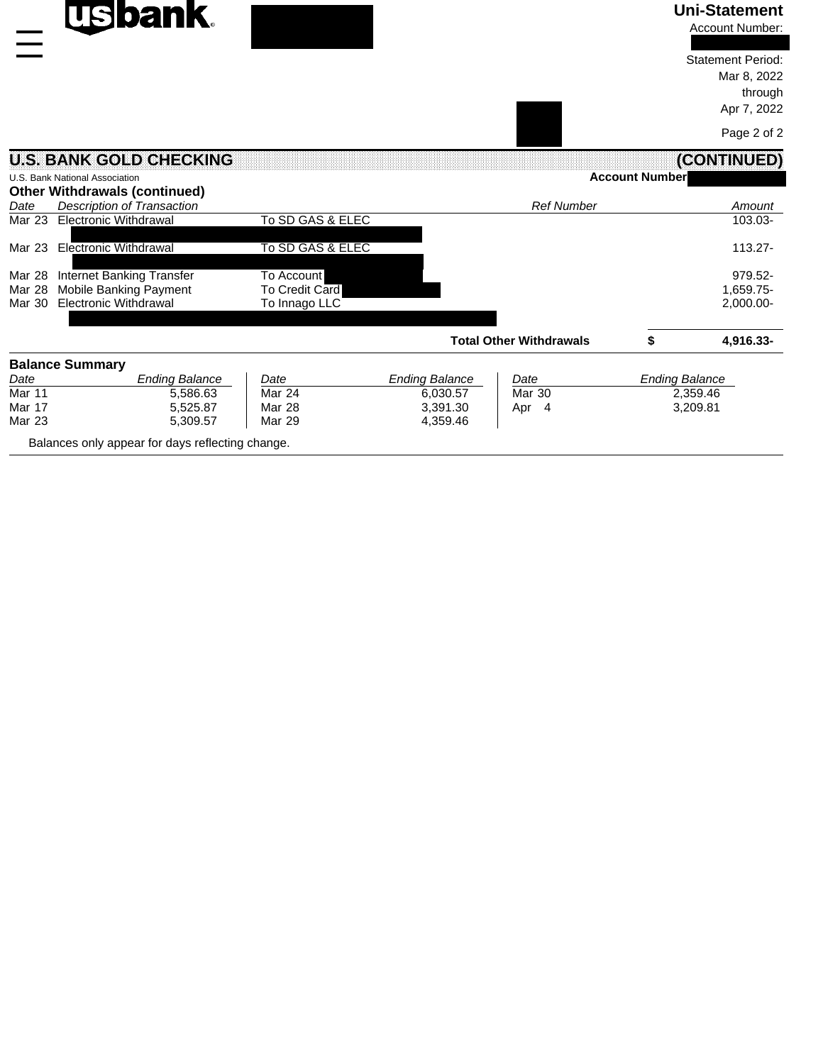**Uni-Statement**

Account Number:

Statement Period:
Mar 8, 2022
through
Apr 7, 2022

## U.S. BANK GOLD CHECKING (CONTINUED)

U.S. Bank National Association

**Account Number**

### Other Withdrawals (continued)

| *Date* | *Description of Transaction* | | *Ref Number* | *Amount* |
|---|---|---|---|---|
| Mar 23 | Electronic Withdrawal | To SD GAS & ELEC | | 103.03- |
| Mar 23 | Electronic Withdrawal | To SD GAS & ELEC | | 113.27- |
| Mar 28 | Internet Banking Transfer | To Account | | 979.52- |
| Mar 28 | Mobile Banking Payment | To Credit Card | | 1,659.75- |
| Mar 30 | Electronic Withdrawal | To Innago LLC | | 2,000.00- |
| | | | **Total Other Withdrawals** | **$ 4,916.33-** |

### Balance Summary

| *Date* | *Ending Balance* | *Date* | *Ending Balance* | *Date* | *Ending Balance* |
|---|---|---|---|---|---|
| Mar 11 | 5,586.63 | Mar 24 | 6,030.57 | Mar 30 | 2,359.46 |
| Mar 17 | 5,525.87 | Mar 28 | 3,391.30 | Apr 4 | 3,209.81 |
| Mar 23 | 5,309.57 | Mar 29 | 4,359.46 | | |

Balances only appear for days reflecting change.